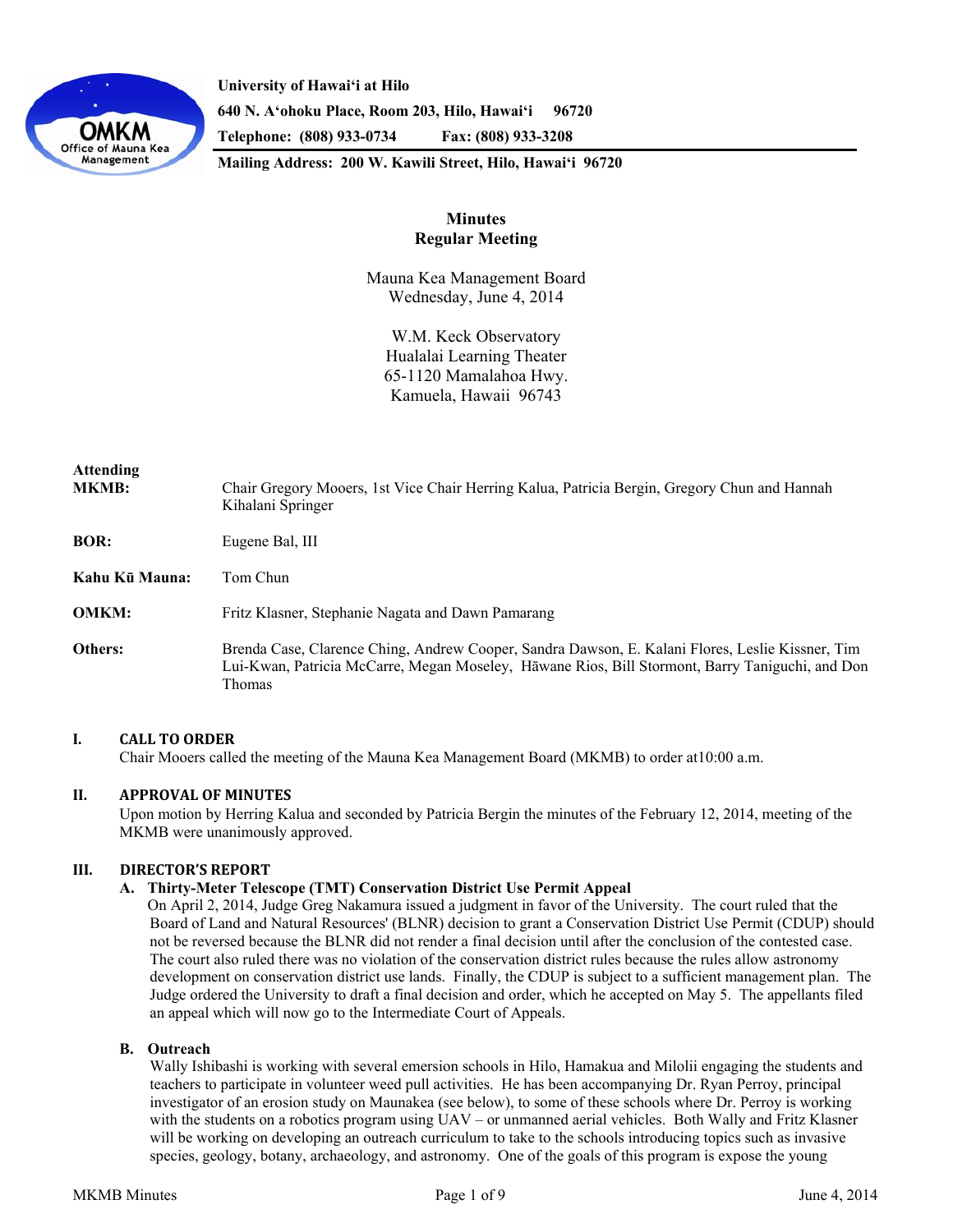**University of Hawaiʻi at Hilo**
**640 N. Aʻohoku Place, Room 203, Hilo, Hawaiʻi 96720**
**Telephone: (808) 933-0734 Fax: (808) 933-3208**
**Mailing Address: 200 W. Kawili Street, Hilo, Hawaiʻi 96720**

# Minutes
# Regular Meeting

Mauna Kea Management Board
Wednesday, June 4, 2014

W.M. Keck Observatory
Hualalai Learning Theater
65-1120 Mamalahoa Hwy.
Kamuela, Hawaii 96743

**Attending**

**MKMB:** Chair Gregory Mooers, 1st Vice Chair Herring Kalua, Patricia Bergin, Gregory Chun and Hannah Kihalani Springer

**BOR:** Eugene Bal, III

**Kahu Kū Mauna:** Tom Chun

**OMKM:** Fritz Klasner, Stephanie Nagata and Dawn Pamarang

**Others:** Brenda Case, Clarence Ching, Andrew Cooper, Sandra Dawson, E. Kalani Flores, Leslie Kissner, Tim Lui-Kwan, Patricia McCarre, Megan Moseley, Hāwane Rios, Bill Stormont, Barry Taniguchi, and Don Thomas

## I. CALL TO ORDER

Chair Mooers called the meeting of the Mauna Kea Management Board (MKMB) to order at10:00 a.m.

## II. APPROVAL OF MINUTES

Upon motion by Herring Kalua and seconded by Patricia Bergin the minutes of the February 12, 2014, meeting of the MKMB were unanimously approved.

## III. DIRECTOR'S REPORT

### A. Thirty-Meter Telescope (TMT) Conservation District Use Permit Appeal

On April 2, 2014, Judge Greg Nakamura issued a judgment in favor of the University. The court ruled that the Board of Land and Natural Resources' (BLNR) decision to grant a Conservation District Use Permit (CDUP) should not be reversed because the BLNR did not render a final decision until after the conclusion of the contested case. The court also ruled there was no violation of the conservation district rules because the rules allow astronomy development on conservation district use lands. Finally, the CDUP is subject to a sufficient management plan. The Judge ordered the University to draft a final decision and order, which he accepted on May 5. The appellants filed an appeal which will now go to the Intermediate Court of Appeals.

### B. Outreach

Wally Ishibashi is working with several emersion schools in Hilo, Hamakua and Milolii engaging the students and teachers to participate in volunteer weed pull activities. He has been accompanying Dr. Ryan Perroy, principal investigator of an erosion study on Maunakea (see below), to some of these schools where Dr. Perroy is working with the students on a robotics program using UAV – or unmanned aerial vehicles. Both Wally and Fritz Klasner will be working on developing an outreach curriculum to take to the schools introducing topics such as invasive species, geology, botany, archaeology, and astronomy. One of the goals of this program is expose the young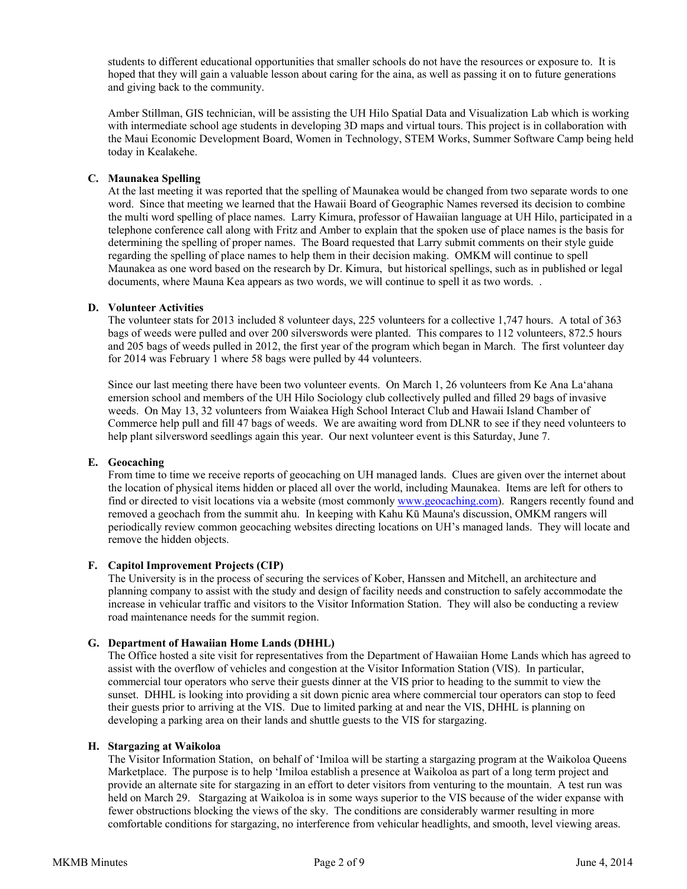students to different educational opportunities that smaller schools do not have the resources or exposure to. It is hoped that they will gain a valuable lesson about caring for the aina, as well as passing it on to future generations and giving back to the community.

Amber Stillman, GIS technician, will be assisting the UH Hilo Spatial Data and Visualization Lab which is working with intermediate school age students in developing 3D maps and virtual tours. This project is in collaboration with the Maui Economic Development Board, Women in Technology, STEM Works, Summer Software Camp being held today in Kealakehe.

### C. Maunakea Spelling

At the last meeting it was reported that the spelling of Maunakea would be changed from two separate words to one word. Since that meeting we learned that the Hawaii Board of Geographic Names reversed its decision to combine the multi word spelling of place names. Larry Kimura, professor of Hawaiian language at UH Hilo, participated in a telephone conference call along with Fritz and Amber to explain that the spoken use of place names is the basis for determining the spelling of proper names. The Board requested that Larry submit comments on their style guide regarding the spelling of place names to help them in their decision making. OMKM will continue to spell Maunakea as one word based on the research by Dr. Kimura, but historical spellings, such as in published or legal documents, where Mauna Kea appears as two words, we will continue to spell it as two words. .

### D. Volunteer Activities

The volunteer stats for 2013 included 8 volunteer days, 225 volunteers for a collective 1,747 hours. A total of 363 bags of weeds were pulled and over 200 silverswords were planted. This compares to 112 volunteers, 872.5 hours and 205 bags of weeds pulled in 2012, the first year of the program which began in March. The first volunteer day for 2014 was February 1 where 58 bags were pulled by 44 volunteers.

Since our last meeting there have been two volunteer events. On March 1, 26 volunteers from Ke Ana La'ahana emersion school and members of the UH Hilo Sociology club collectively pulled and filled 29 bags of invasive weeds. On May 13, 32 volunteers from Waiakea High School Interact Club and Hawaii Island Chamber of Commerce help pull and fill 47 bags of weeds. We are awaiting word from DLNR to see if they need volunteers to help plant silversword seedlings again this year. Our next volunteer event is this Saturday, June 7.

### E. Geocaching

From time to time we receive reports of geocaching on UH managed lands. Clues are given over the internet about the location of physical items hidden or placed all over the world, including Maunakea. Items are left for others to find or directed to visit locations via a website (most commonly www.geocaching.com). Rangers recently found and removed a geochach from the summit ahu. In keeping with Kahu Kū Mauna's discussion, OMKM rangers will periodically review common geocaching websites directing locations on UH's managed lands. They will locate and remove the hidden objects.

### F. Capitol Improvement Projects (CIP)

The University is in the process of securing the services of Kober, Hanssen and Mitchell, an architecture and planning company to assist with the study and design of facility needs and construction to safely accommodate the increase in vehicular traffic and visitors to the Visitor Information Station. They will also be conducting a review road maintenance needs for the summit region.

### G. Department of Hawaiian Home Lands (DHHL)

The Office hosted a site visit for representatives from the Department of Hawaiian Home Lands which has agreed to assist with the overflow of vehicles and congestion at the Visitor Information Station (VIS). In particular, commercial tour operators who serve their guests dinner at the VIS prior to heading to the summit to view the sunset. DHHL is looking into providing a sit down picnic area where commercial tour operators can stop to feed their guests prior to arriving at the VIS. Due to limited parking at and near the VIS, DHHL is planning on developing a parking area on their lands and shuttle guests to the VIS for stargazing.

### H. Stargazing at Waikoloa

The Visitor Information Station, on behalf of 'Imiloa will be starting a stargazing program at the Waikoloa Queens Marketplace. The purpose is to help 'Imiloa establish a presence at Waikoloa as part of a long term project and provide an alternate site for stargazing in an effort to deter visitors from venturing to the mountain. A test run was held on March 29. Stargazing at Waikoloa is in some ways superior to the VIS because of the wider expanse with fewer obstructions blocking the views of the sky. The conditions are considerably warmer resulting in more comfortable conditions for stargazing, no interference from vehicular headlights, and smooth, level viewing areas.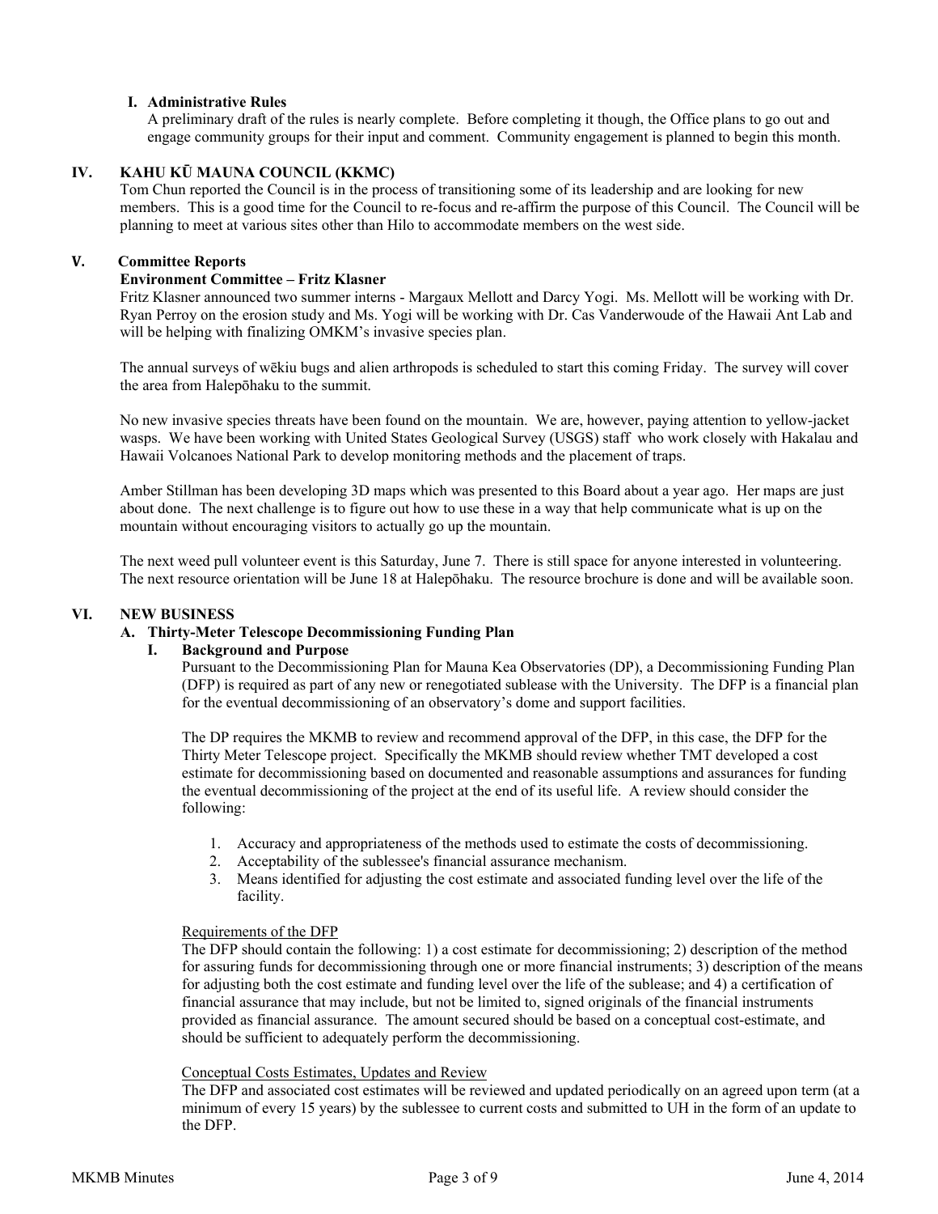### I. Administrative Rules

A preliminary draft of the rules is nearly complete. Before completing it though, the Office plans to go out and engage community groups for their input and comment. Community engagement is planned to begin this month.

## IV. KAHU KŪ MAUNA COUNCIL (KKMC)

Tom Chun reported the Council is in the process of transitioning some of its leadership and are looking for new members. This is a good time for the Council to re-focus and re-affirm the purpose of this Council. The Council will be planning to meet at various sites other than Hilo to accommodate members on the west side.

## V. Committee Reports

**Environment Committee – Fritz Klasner**

Fritz Klasner announced two summer interns - Margaux Mellott and Darcy Yogi. Ms. Mellott will be working with Dr. Ryan Perroy on the erosion study and Ms. Yogi will be working with Dr. Cas Vanderwoude of the Hawaii Ant Lab and will be helping with finalizing OMKM's invasive species plan.

The annual surveys of wēkiu bugs and alien arthropods is scheduled to start this coming Friday. The survey will cover the area from Halepōhaku to the summit.

No new invasive species threats have been found on the mountain. We are, however, paying attention to yellow-jacket wasps. We have been working with United States Geological Survey (USGS) staff who work closely with Hakalau and Hawaii Volcanoes National Park to develop monitoring methods and the placement of traps.

Amber Stillman has been developing 3D maps which was presented to this Board about a year ago. Her maps are just about done. The next challenge is to figure out how to use these in a way that help communicate what is up on the mountain without encouraging visitors to actually go up the mountain.

The next weed pull volunteer event is this Saturday, June 7. There is still space for anyone interested in volunteering. The next resource orientation will be June 18 at Halepōhaku. The resource brochure is done and will be available soon.

## VI. NEW BUSINESS

### A. Thirty-Meter Telescope Decommissioning Funding Plan

#### I. Background and Purpose

Pursuant to the Decommissioning Plan for Mauna Kea Observatories (DP), a Decommissioning Funding Plan (DFP) is required as part of any new or renegotiated sublease with the University. The DFP is a financial plan for the eventual decommissioning of an observatory's dome and support facilities.

The DP requires the MKMB to review and recommend approval of the DFP, in this case, the DFP for the Thirty Meter Telescope project. Specifically the MKMB should review whether TMT developed a cost estimate for decommissioning based on documented and reasonable assumptions and assurances for funding the eventual decommissioning of the project at the end of its useful life. A review should consider the following:

1. Accuracy and appropriateness of the methods used to estimate the costs of decommissioning.
2. Acceptability of the sublessee's financial assurance mechanism.
3. Means identified for adjusting the cost estimate and associated funding level over the life of the facility.

Requirements of the DFP

The DFP should contain the following: 1) a cost estimate for decommissioning; 2) description of the method for assuring funds for decommissioning through one or more financial instruments; 3) description of the means for adjusting both the cost estimate and funding level over the life of the sublease; and 4) a certification of financial assurance that may include, but not be limited to, signed originals of the financial instruments provided as financial assurance. The amount secured should be based on a conceptual cost-estimate, and should be sufficient to adequately perform the decommissioning.

Conceptual Costs Estimates, Updates and Review

The DFP and associated cost estimates will be reviewed and updated periodically on an agreed upon term (at a minimum of every 15 years) by the sublessee to current costs and submitted to UH in the form of an update to the DFP.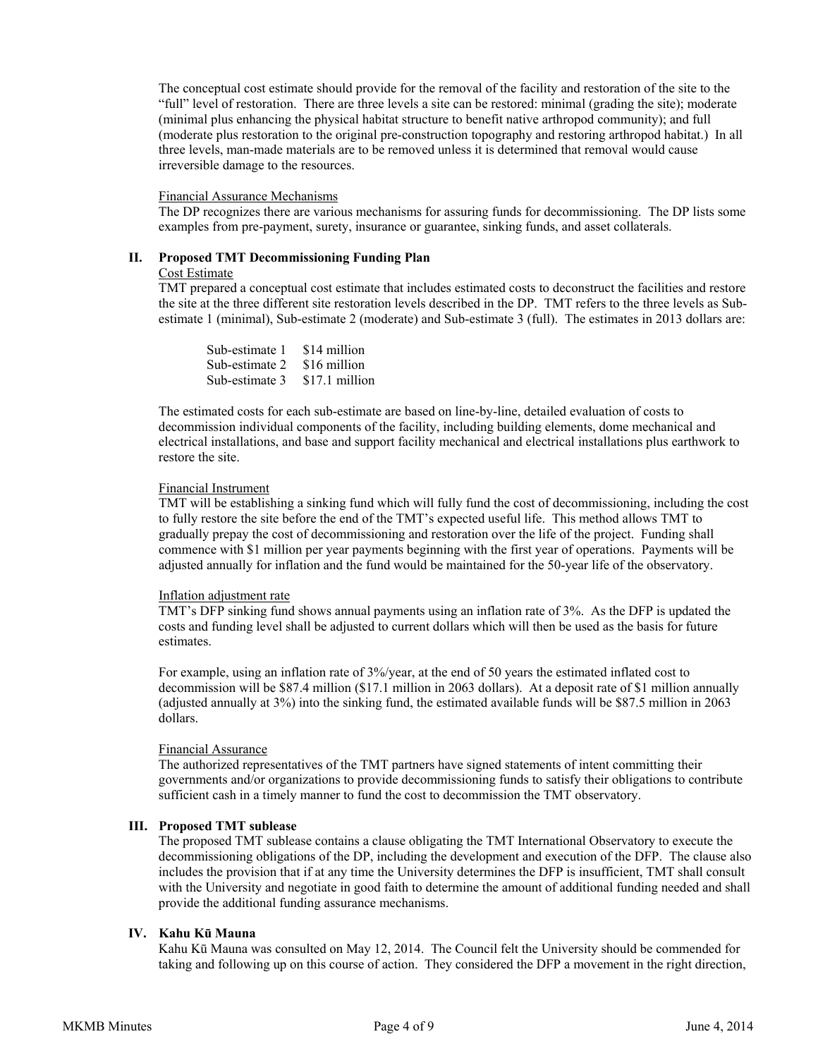The conceptual cost estimate should provide for the removal of the facility and restoration of the site to the "full" level of restoration. There are three levels a site can be restored: minimal (grading the site); moderate (minimal plus enhancing the physical habitat structure to benefit native arthropod community); and full (moderate plus restoration to the original pre-construction topography and restoring arthropod habitat.) In all three levels, man-made materials are to be removed unless it is determined that removal would cause irreversible damage to the resources.

Financial Assurance Mechanisms

The DP recognizes there are various mechanisms for assuring funds for decommissioning. The DP lists some examples from pre-payment, surety, insurance or guarantee, sinking funds, and asset collaterals.

## II. Proposed TMT Decommissioning Funding Plan

Cost Estimate

TMT prepared a conceptual cost estimate that includes estimated costs to deconstruct the facilities and restore the site at the three different site restoration levels described in the DP. TMT refers to the three levels as Sub-estimate 1 (minimal), Sub-estimate 2 (moderate) and Sub-estimate 3 (full). The estimates in 2013 dollars are:

| | |
|---|---|
| Sub-estimate 1 | $14 million |
| Sub-estimate 2 | $16 million |
| Sub-estimate 3 | $17.1 million |

The estimated costs for each sub-estimate are based on line-by-line, detailed evaluation of costs to decommission individual components of the facility, including building elements, dome mechanical and electrical installations, and base and support facility mechanical and electrical installations plus earthwork to restore the site.

Financial Instrument

TMT will be establishing a sinking fund which will fully fund the cost of decommissioning, including the cost to fully restore the site before the end of the TMT's expected useful life. This method allows TMT to gradually prepay the cost of decommissioning and restoration over the life of the project. Funding shall commence with $1 million per year payments beginning with the first year of operations. Payments will be adjusted annually for inflation and the fund would be maintained for the 50-year life of the observatory.

Inflation adjustment rate

TMT's DFP sinking fund shows annual payments using an inflation rate of 3%. As the DFP is updated the costs and funding level shall be adjusted to current dollars which will then be used as the basis for future estimates.

For example, using an inflation rate of 3%/year, at the end of 50 years the estimated inflated cost to decommission will be $87.4 million ($17.1 million in 2063 dollars). At a deposit rate of $1 million annually (adjusted annually at 3%) into the sinking fund, the estimated available funds will be $87.5 million in 2063 dollars.

Financial Assurance

The authorized representatives of the TMT partners have signed statements of intent committing their governments and/or organizations to provide decommissioning funds to satisfy their obligations to contribute sufficient cash in a timely manner to fund the cost to decommission the TMT observatory.

## III. Proposed TMT sublease

The proposed TMT sublease contains a clause obligating the TMT International Observatory to execute the decommissioning obligations of the DP, including the development and execution of the DFP. The clause also includes the provision that if at any time the University determines the DFP is insufficient, TMT shall consult with the University and negotiate in good faith to determine the amount of additional funding needed and shall provide the additional funding assurance mechanisms.

## IV. Kahu Kū Mauna

Kahu Kū Mauna was consulted on May 12, 2014. The Council felt the University should be commended for taking and following up on this course of action. They considered the DFP a movement in the right direction,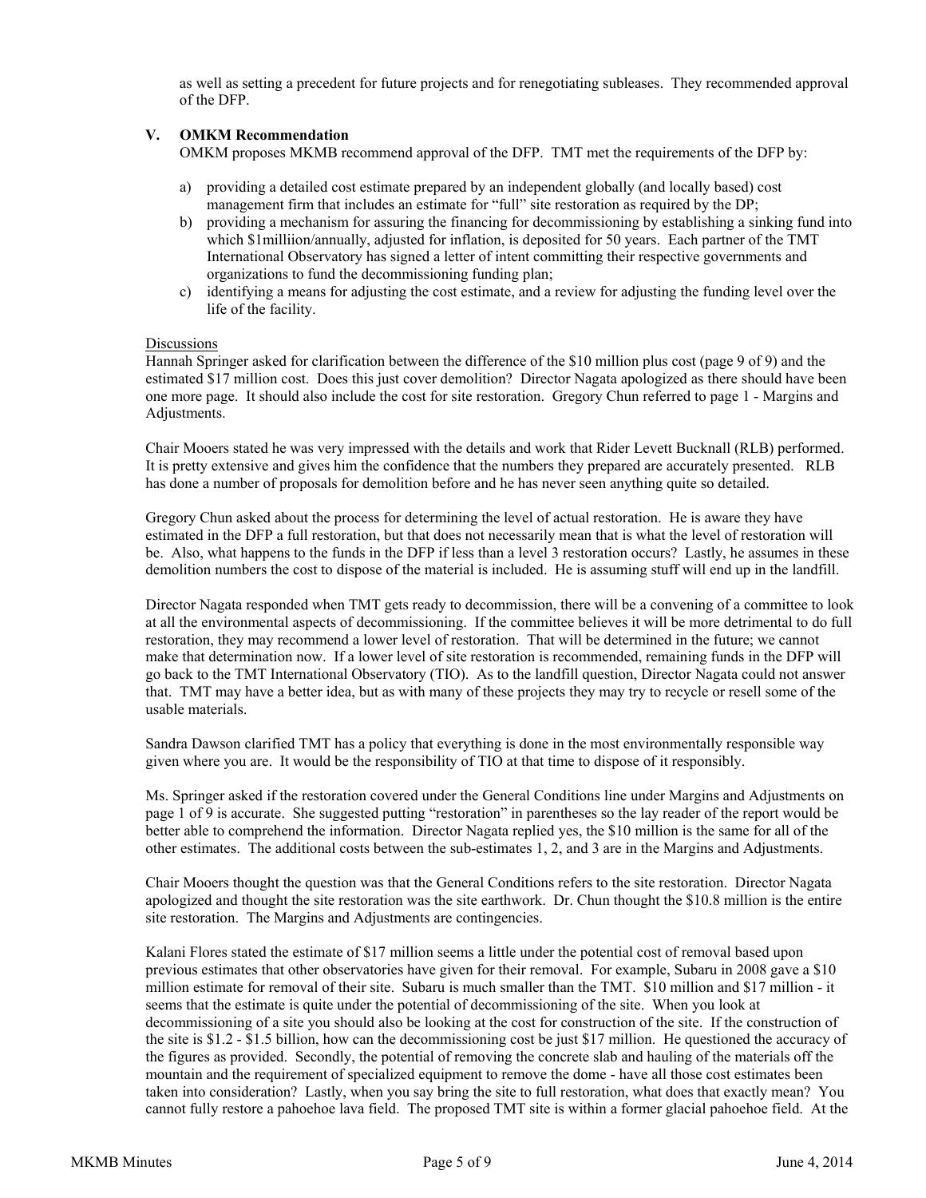as well as setting a precedent for future projects and for renegotiating subleases. They recommended approval of the DFP.

### V. OMKM Recommendation

OMKM proposes MKMB recommend approval of the DFP. TMT met the requirements of the DFP by:

a) providing a detailed cost estimate prepared by an independent globally (and locally based) cost management firm that includes an estimate for "full" site restoration as required by the DP;
b) providing a mechanism for assuring the financing for decommissioning by establishing a sinking fund into which $1milliion/annually, adjusted for inflation, is deposited for 50 years. Each partner of the TMT International Observatory has signed a letter of intent committing their respective governments and organizations to fund the decommissioning funding plan;
c) identifying a means for adjusting the cost estimate, and a review for adjusting the funding level over the life of the facility.

Discussions

Hannah Springer asked for clarification between the difference of the $10 million plus cost (page 9 of 9) and the estimated $17 million cost. Does this just cover demolition? Director Nagata apologized as there should have been one more page. It should also include the cost for site restoration. Gregory Chun referred to page 1 - Margins and Adjustments.

Chair Mooers stated he was very impressed with the details and work that Rider Levett Bucknall (RLB) performed. It is pretty extensive and gives him the confidence that the numbers they prepared are accurately presented. RLB has done a number of proposals for demolition before and he has never seen anything quite so detailed.

Gregory Chun asked about the process for determining the level of actual restoration. He is aware they have estimated in the DFP a full restoration, but that does not necessarily mean that is what the level of restoration will be. Also, what happens to the funds in the DFP if less than a level 3 restoration occurs? Lastly, he assumes in these demolition numbers the cost to dispose of the material is included. He is assuming stuff will end up in the landfill.

Director Nagata responded when TMT gets ready to decommission, there will be a convening of a committee to look at all the environmental aspects of decommissioning. If the committee believes it will be more detrimental to do full restoration, they may recommend a lower level of restoration. That will be determined in the future; we cannot make that determination now. If a lower level of site restoration is recommended, remaining funds in the DFP will go back to the TMT International Observatory (TIO). As to the landfill question, Director Nagata could not answer that. TMT may have a better idea, but as with many of these projects they may try to recycle or resell some of the usable materials.

Sandra Dawson clarified TMT has a policy that everything is done in the most environmentally responsible way given where you are. It would be the responsibility of TIO at that time to dispose of it responsibly.

Ms. Springer asked if the restoration covered under the General Conditions line under Margins and Adjustments on page 1 of 9 is accurate. She suggested putting "restoration" in parentheses so the lay reader of the report would be better able to comprehend the information. Director Nagata replied yes, the $10 million is the same for all of the other estimates. The additional costs between the sub-estimates 1, 2, and 3 are in the Margins and Adjustments.

Chair Mooers thought the question was that the General Conditions refers to the site restoration. Director Nagata apologized and thought the site restoration was the site earthwork. Dr. Chun thought the $10.8 million is the entire site restoration. The Margins and Adjustments are contingencies.

Kalani Flores stated the estimate of $17 million seems a little under the potential cost of removal based upon previous estimates that other observatories have given for their removal. For example, Subaru in 2008 gave a $10 million estimate for removal of their site. Subaru is much smaller than the TMT. $10 million and $17 million - it seems that the estimate is quite under the potential of decommissioning of the site. When you look at decommissioning of a site you should also be looking at the cost for construction of the site. If the construction of the site is $1.2 - $1.5 billion, how can the decommissioning cost be just $17 million. He questioned the accuracy of the figures as provided. Secondly, the potential of removing the concrete slab and hauling of the materials off the mountain and the requirement of specialized equipment to remove the dome - have all those cost estimates been taken into consideration? Lastly, when you say bring the site to full restoration, what does that exactly mean? You cannot fully restore a pahoehoe lava field. The proposed TMT site is within a former glacial pahoehoe field. At the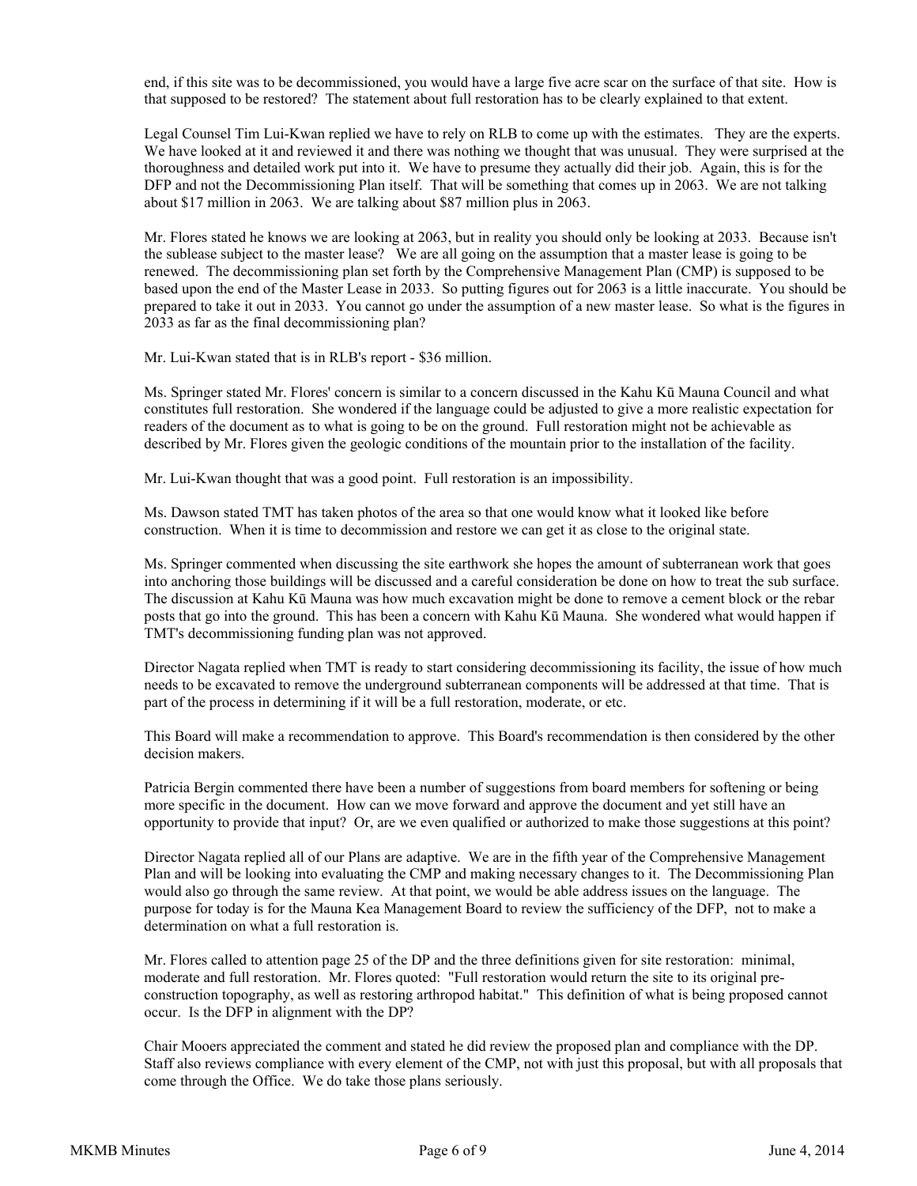end, if this site was to be decommissioned, you would have a large five acre scar on the surface of that site. How is that supposed to be restored? The statement about full restoration has to be clearly explained to that extent.

Legal Counsel Tim Lui-Kwan replied we have to rely on RLB to come up with the estimates. They are the experts. We have looked at it and reviewed it and there was nothing we thought that was unusual. They were surprised at the thoroughness and detailed work put into it. We have to presume they actually did their job. Again, this is for the DFP and not the Decommissioning Plan itself. That will be something that comes up in 2063. We are not talking about $17 million in 2063. We are talking about $87 million plus in 2063.

Mr. Flores stated he knows we are looking at 2063, but in reality you should only be looking at 2033. Because isn't the sublease subject to the master lease? We are all going on the assumption that a master lease is going to be renewed. The decommissioning plan set forth by the Comprehensive Management Plan (CMP) is supposed to be based upon the end of the Master Lease in 2033. So putting figures out for 2063 is a little inaccurate. You should be prepared to take it out in 2033. You cannot go under the assumption of a new master lease. So what is the figures in 2033 as far as the final decommissioning plan?

Mr. Lui-Kwan stated that is in RLB's report - $36 million.

Ms. Springer stated Mr. Flores' concern is similar to a concern discussed in the Kahu Kū Mauna Council and what constitutes full restoration. She wondered if the language could be adjusted to give a more realistic expectation for readers of the document as to what is going to be on the ground. Full restoration might not be achievable as described by Mr. Flores given the geologic conditions of the mountain prior to the installation of the facility.

Mr. Lui-Kwan thought that was a good point. Full restoration is an impossibility.

Ms. Dawson stated TMT has taken photos of the area so that one would know what it looked like before construction. When it is time to decommission and restore we can get it as close to the original state.

Ms. Springer commented when discussing the site earthwork she hopes the amount of subterranean work that goes into anchoring those buildings will be discussed and a careful consideration be done on how to treat the sub surface. The discussion at Kahu Kū Mauna was how much excavation might be done to remove a cement block or the rebar posts that go into the ground. This has been a concern with Kahu Kū Mauna. She wondered what would happen if TMT's decommissioning funding plan was not approved.

Director Nagata replied when TMT is ready to start considering decommissioning its facility, the issue of how much needs to be excavated to remove the underground subterranean components will be addressed at that time. That is part of the process in determining if it will be a full restoration, moderate, or etc.

This Board will make a recommendation to approve. This Board's recommendation is then considered by the other decision makers.

Patricia Bergin commented there have been a number of suggestions from board members for softening or being more specific in the document. How can we move forward and approve the document and yet still have an opportunity to provide that input? Or, are we even qualified or authorized to make those suggestions at this point?

Director Nagata replied all of our Plans are adaptive. We are in the fifth year of the Comprehensive Management Plan and will be looking into evaluating the CMP and making necessary changes to it. The Decommissioning Plan would also go through the same review. At that point, we would be able address issues on the language. The purpose for today is for the Mauna Kea Management Board to review the sufficiency of the DFP, not to make a determination on what a full restoration is.

Mr. Flores called to attention page 25 of the DP and the three definitions given for site restoration: minimal, moderate and full restoration. Mr. Flores quoted: "Full restoration would return the site to its original pre-construction topography, as well as restoring arthropod habitat." This definition of what is being proposed cannot occur. Is the DFP in alignment with the DP?

Chair Mooers appreciated the comment and stated he did review the proposed plan and compliance with the DP. Staff also reviews compliance with every element of the CMP, not with just this proposal, but with all proposals that come through the Office. We do take those plans seriously.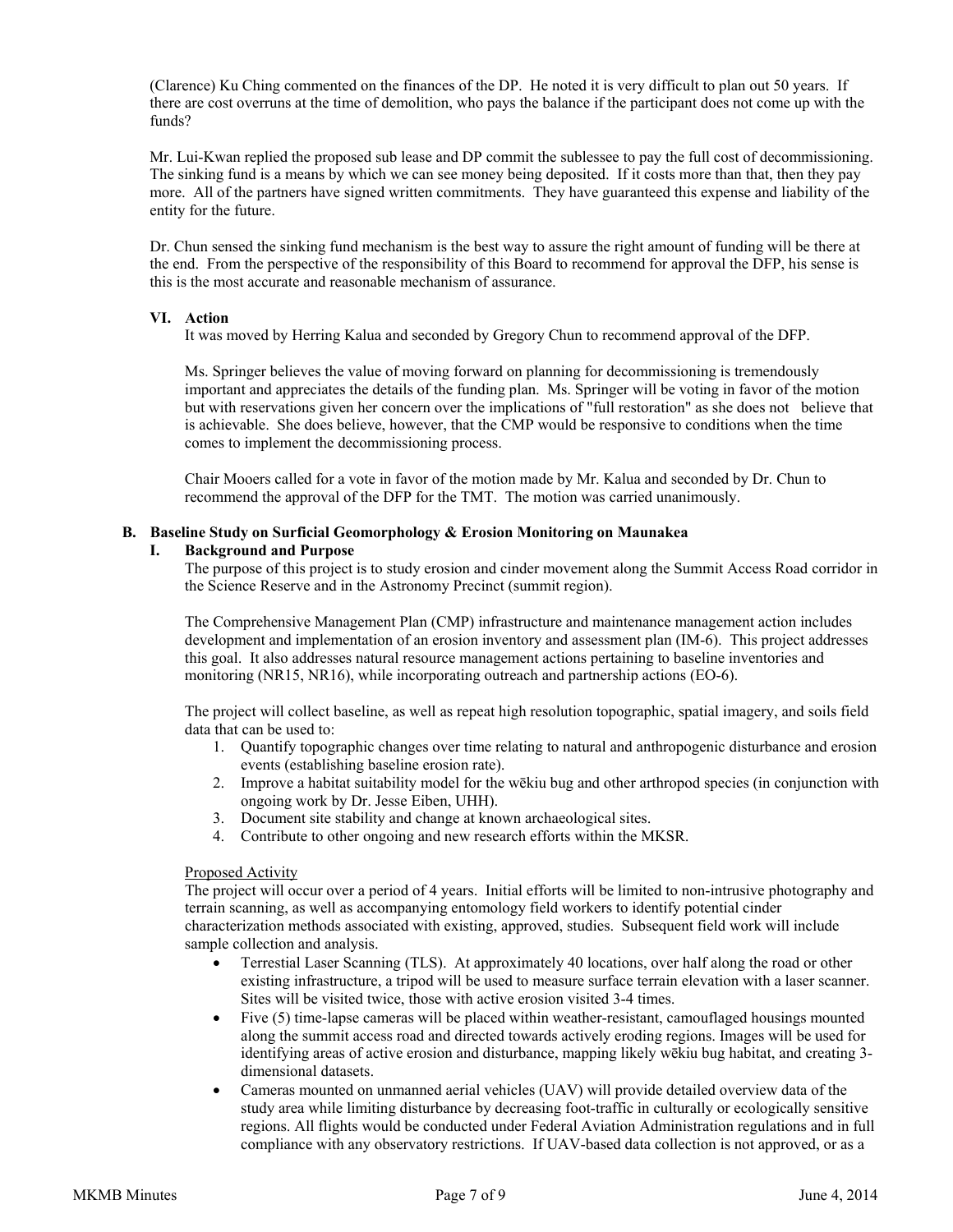(Clarence) Ku Ching commented on the finances of the DP. He noted it is very difficult to plan out 50 years. If there are cost overruns at the time of demolition, who pays the balance if the participant does not come up with the funds?

Mr. Lui-Kwan replied the proposed sub lease and DP commit the sublessee to pay the full cost of decommissioning. The sinking fund is a means by which we can see money being deposited. If it costs more than that, then they pay more. All of the partners have signed written commitments. They have guaranteed this expense and liability of the entity for the future.

Dr. Chun sensed the sinking fund mechanism is the best way to assure the right amount of funding will be there at the end. From the perspective of the responsibility of this Board to recommend for approval the DFP, his sense is this is the most accurate and reasonable mechanism of assurance.

### VI. Action

It was moved by Herring Kalua and seconded by Gregory Chun to recommend approval of the DFP.

Ms. Springer believes the value of moving forward on planning for decommissioning is tremendously important and appreciates the details of the funding plan. Ms. Springer will be voting in favor of the motion but with reservations given her concern over the implications of "full restoration" as she does not believe that is achievable. She does believe, however, that the CMP would be responsive to conditions when the time comes to implement the decommissioning process.

Chair Mooers called for a vote in favor of the motion made by Mr. Kalua and seconded by Dr. Chun to recommend the approval of the DFP for the TMT. The motion was carried unanimously.

## B. Baseline Study on Surficial Geomorphology & Erosion Monitoring on Maunakea

### I. Background and Purpose

The purpose of this project is to study erosion and cinder movement along the Summit Access Road corridor in the Science Reserve and in the Astronomy Precinct (summit region).

The Comprehensive Management Plan (CMP) infrastructure and maintenance management action includes development and implementation of an erosion inventory and assessment plan (IM-6). This project addresses this goal. It also addresses natural resource management actions pertaining to baseline inventories and monitoring (NR15, NR16), while incorporating outreach and partnership actions (EO-6).

The project will collect baseline, as well as repeat high resolution topographic, spatial imagery, and soils field data that can be used to:

1. Quantify topographic changes over time relating to natural and anthropogenic disturbance and erosion events (establishing baseline erosion rate).
2. Improve a habitat suitability model for the wēkiu bug and other arthropod species (in conjunction with ongoing work by Dr. Jesse Eiben, UHH).
3. Document site stability and change at known archaeological sites.
4. Contribute to other ongoing and new research efforts within the MKSR.

Proposed Activity

The project will occur over a period of 4 years. Initial efforts will be limited to non-intrusive photography and terrain scanning, as well as accompanying entomology field workers to identify potential cinder characterization methods associated with existing, approved, studies. Subsequent field work will include sample collection and analysis.

- Terrestial Laser Scanning (TLS). At approximately 40 locations, over half along the road or other existing infrastructure, a tripod will be used to measure surface terrain elevation with a laser scanner. Sites will be visited twice, those with active erosion visited 3-4 times.
- Five (5) time-lapse cameras will be placed within weather-resistant, camouflaged housings mounted along the summit access road and directed towards actively eroding regions. Images will be used for identifying areas of active erosion and disturbance, mapping likely wēkiu bug habitat, and creating 3-dimensional datasets.
- Cameras mounted on unmanned aerial vehicles (UAV) will provide detailed overview data of the study area while limiting disturbance by decreasing foot-traffic in culturally or ecologically sensitive regions. All flights would be conducted under Federal Aviation Administration regulations and in full compliance with any observatory restrictions. If UAV-based data collection is not approved, or as a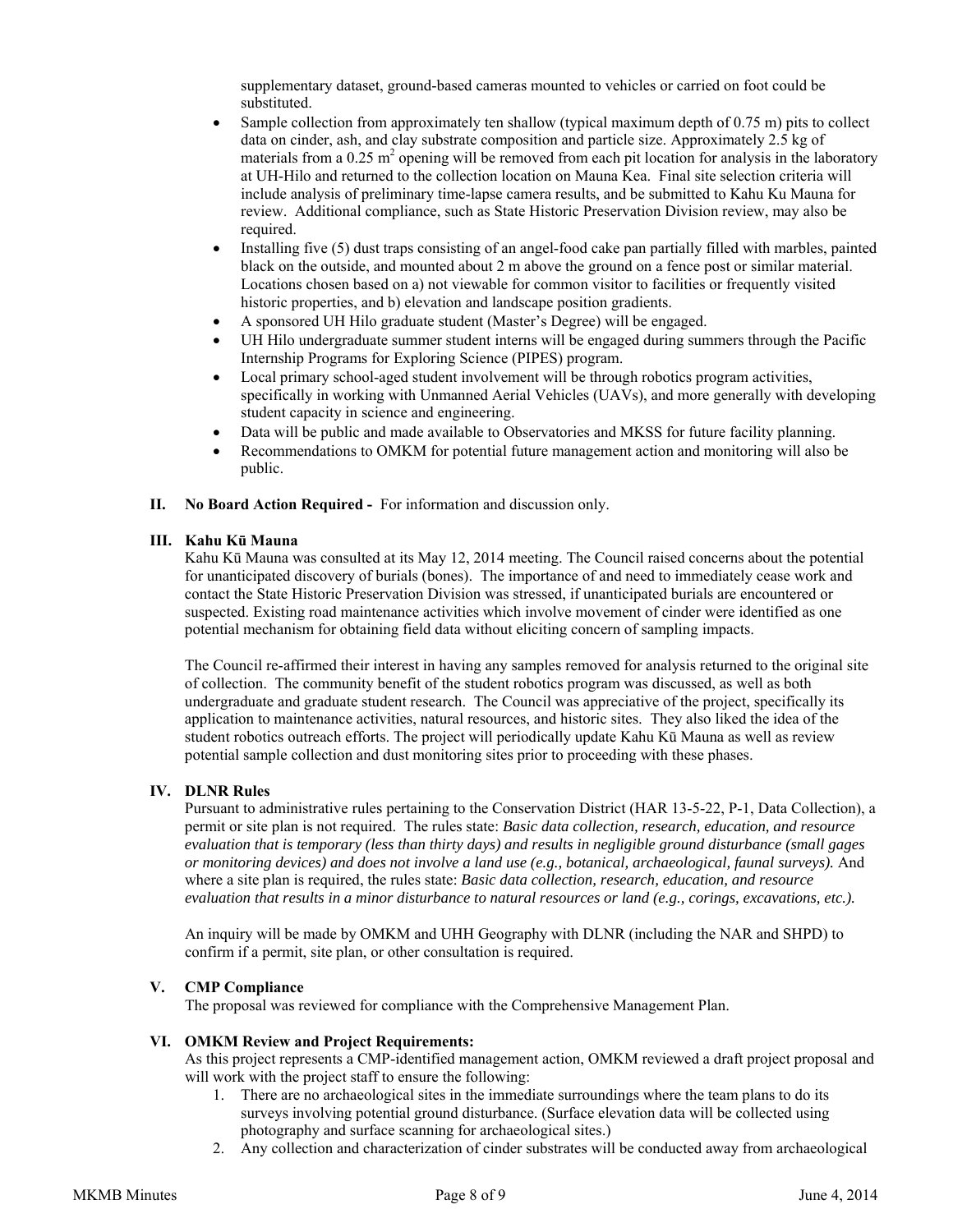supplementary dataset, ground-based cameras mounted to vehicles or carried on foot could be substituted.

- Sample collection from approximately ten shallow (typical maximum depth of 0.75 m) pits to collect data on cinder, ash, and clay substrate composition and particle size. Approximately 2.5 kg of materials from a 0.25 $m^2$ opening will be removed from each pit location for analysis in the laboratory at UH-Hilo and returned to the collection location on Mauna Kea. Final site selection criteria will include analysis of preliminary time-lapse camera results, and be submitted to Kahu Ku Mauna for review. Additional compliance, such as State Historic Preservation Division review, may also be required.
- Installing five (5) dust traps consisting of an angel-food cake pan partially filled with marbles, painted black on the outside, and mounted about 2 m above the ground on a fence post or similar material. Locations chosen based on a) not viewable for common visitor to facilities or frequently visited historic properties, and b) elevation and landscape position gradients.
- A sponsored UH Hilo graduate student (Master's Degree) will be engaged.
- UH Hilo undergraduate summer student interns will be engaged during summers through the Pacific Internship Programs for Exploring Science (PIPES) program.
- Local primary school-aged student involvement will be through robotics program activities, specifically in working with Unmanned Aerial Vehicles (UAVs), and more generally with developing student capacity in science and engineering.
- Data will be public and made available to Observatories and MKSS for future facility planning.
- Recommendations to OMKM for potential future management action and monitoring will also be public.

**II. No Board Action Required -** For information and discussion only.

**III. Kahu Kū Mauna**

Kahu Kū Mauna was consulted at its May 12, 2014 meeting. The Council raised concerns about the potential for unanticipated discovery of burials (bones). The importance of and need to immediately cease work and contact the State Historic Preservation Division was stressed, if unanticipated burials are encountered or suspected. Existing road maintenance activities which involve movement of cinder were identified as one potential mechanism for obtaining field data without eliciting concern of sampling impacts.

The Council re-affirmed their interest in having any samples removed for analysis returned to the original site of collection. The community benefit of the student robotics program was discussed, as well as both undergraduate and graduate student research. The Council was appreciative of the project, specifically its application to maintenance activities, natural resources, and historic sites. They also liked the idea of the student robotics outreach efforts. The project will periodically update Kahu Kū Mauna as well as review potential sample collection and dust monitoring sites prior to proceeding with these phases.

**IV. DLNR Rules**

Pursuant to administrative rules pertaining to the Conservation District (HAR 13-5-22, P-1, Data Collection), a permit or site plan is not required. The rules state: *Basic data collection, research, education, and resource evaluation that is temporary (less than thirty days) and results in negligible ground disturbance (small gages or monitoring devices) and does not involve a land use (e.g., botanical, archaeological, faunal surveys).* And where a site plan is required, the rules state: *Basic data collection, research, education, and resource evaluation that results in a minor disturbance to natural resources or land (e.g., corings, excavations, etc.).*

An inquiry will be made by OMKM and UHH Geography with DLNR (including the NAR and SHPD) to confirm if a permit, site plan, or other consultation is required.

**V. CMP Compliance**

The proposal was reviewed for compliance with the Comprehensive Management Plan.

**VI. OMKM Review and Project Requirements:**

As this project represents a CMP-identified management action, OMKM reviewed a draft project proposal and will work with the project staff to ensure the following:

1. There are no archaeological sites in the immediate surroundings where the team plans to do its surveys involving potential ground disturbance. (Surface elevation data will be collected using photography and surface scanning for archaeological sites.)
2. Any collection and characterization of cinder substrates will be conducted away from archaeological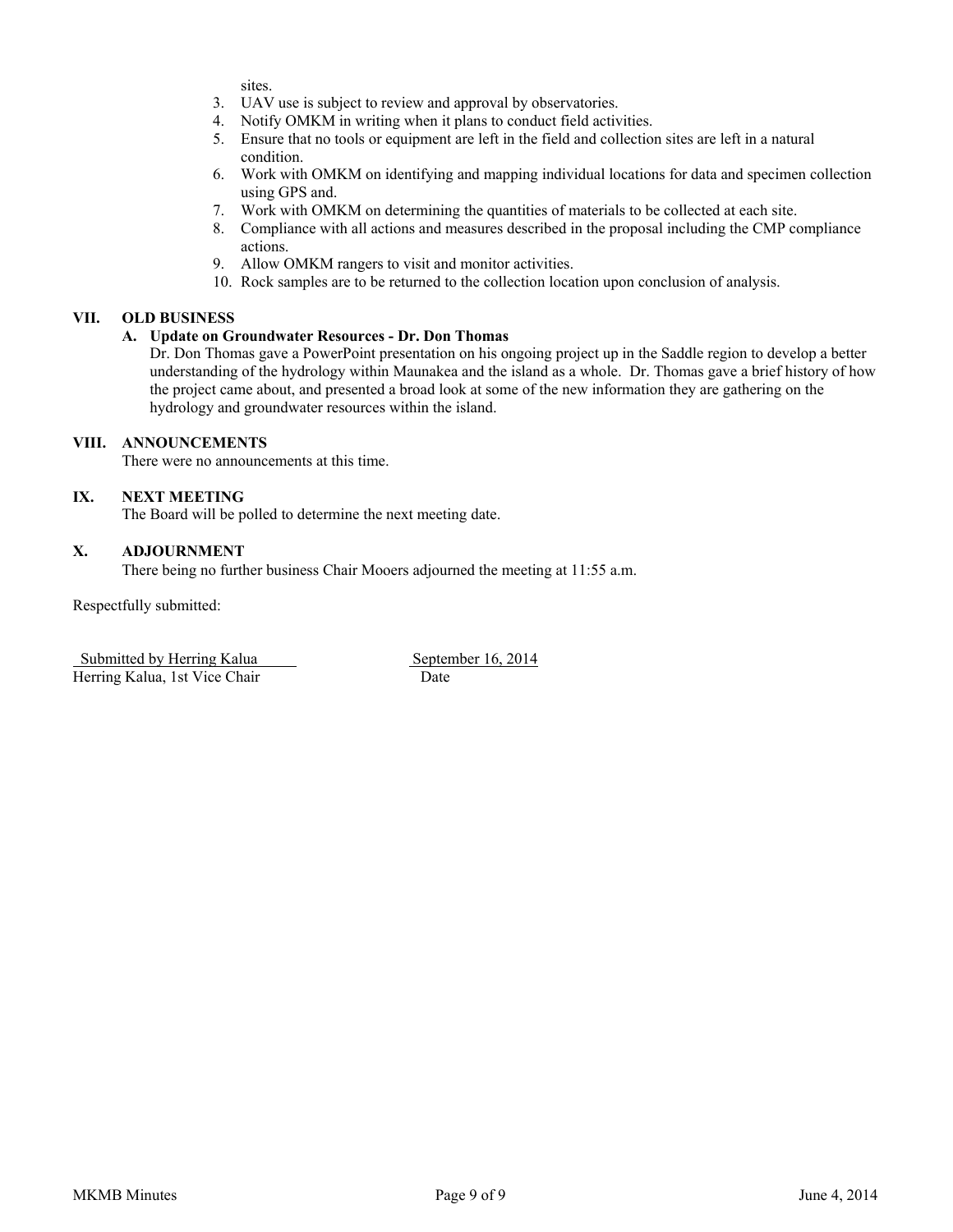sites.

3. UAV use is subject to review and approval by observatories.
4. Notify OMKM in writing when it plans to conduct field activities.
5. Ensure that no tools or equipment are left in the field and collection sites are left in a natural condition.
6. Work with OMKM on identifying and mapping individual locations for data and specimen collection using GPS and.
7. Work with OMKM on determining the quantities of materials to be collected at each site.
8. Compliance with all actions and measures described in the proposal including the CMP compliance actions.
9. Allow OMKM rangers to visit and monitor activities.
10. Rock samples are to be returned to the collection location upon conclusion of analysis.

## VII. OLD BUSINESS

### A. Update on Groundwater Resources - Dr. Don Thomas

Dr. Don Thomas gave a PowerPoint presentation on his ongoing project up in the Saddle region to develop a better understanding of the hydrology within Maunakea and the island as a whole. Dr. Thomas gave a brief history of how the project came about, and presented a broad look at some of the new information they are gathering on the hydrology and groundwater resources within the island.

## VIII. ANNOUNCEMENTS

There were no announcements at this time.

## IX. NEXT MEETING

The Board will be polled to determine the next meeting date.

## X. ADJOURNMENT

There being no further business Chair Mooers adjourned the meeting at 11:55 a.m.

Respectfully submitted:

Submitted by Herring Kalua — September 16, 2014

Herring Kalua, 1st Vice Chair — Date